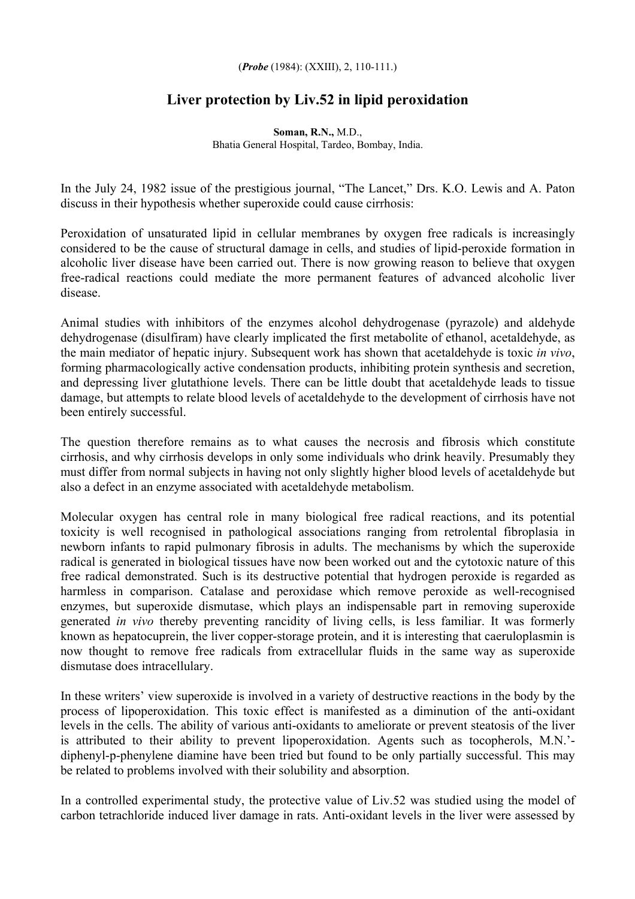(*Probe* (1984): (XXIII), 2, 110-111.)

# Liver protection by Liv.52 in lipid peroxidation

**Soman, R.N.,** M.D.,
Bhatia General Hospital, Tardeo, Bombay, India.

In the July 24, 1982 issue of the prestigious journal, "The Lancet," Drs. K.O. Lewis and A. Paton discuss in their hypothesis whether superoxide could cause cirrhosis:

Peroxidation of unsaturated lipid in cellular membranes by oxygen free radicals is increasingly considered to be the cause of structural damage in cells, and studies of lipid-peroxide formation in alcoholic liver disease have been carried out. There is now growing reason to believe that oxygen free-radical reactions could mediate the more permanent features of advanced alcoholic liver disease.

Animal studies with inhibitors of the enzymes alcohol dehydrogenase (pyrazole) and aldehyde dehydrogenase (disulfiram) have clearly implicated the first metabolite of ethanol, acetaldehyde, as the main mediator of hepatic injury. Subsequent work has shown that acetaldehyde is toxic *in vivo*, forming pharmacologically active condensation products, inhibiting protein synthesis and secretion, and depressing liver glutathione levels. There can be little doubt that acetaldehyde leads to tissue damage, but attempts to relate blood levels of acetaldehyde to the development of cirrhosis have not been entirely successful.

The question therefore remains as to what causes the necrosis and fibrosis which constitute cirrhosis, and why cirrhosis develops in only some individuals who drink heavily. Presumably they must differ from normal subjects in having not only slightly higher blood levels of acetaldehyde but also a defect in an enzyme associated with acetaldehyde metabolism.

Molecular oxygen has central role in many biological free radical reactions, and its potential toxicity is well recognised in pathological associations ranging from retrolental fibroplasia in newborn infants to rapid pulmonary fibrosis in adults. The mechanisms by which the superoxide radical is generated in biological tissues have now been worked out and the cytotoxic nature of this free radical demonstrated. Such is its destructive potential that hydrogen peroxide is regarded as harmless in comparison. Catalase and peroxidase which remove peroxide as well-recognised enzymes, but superoxide dismutase, which plays an indispensable part in removing superoxide generated *in vivo* thereby preventing rancidity of living cells, is less familiar. It was formerly known as hepatocuprein, the liver copper-storage protein, and it is interesting that caeruloplasmin is now thought to remove free radicals from extracellular fluids in the same way as superoxide dismutase does intracellulary.

In these writers' view superoxide is involved in a variety of destructive reactions in the body by the process of lipoperoxidation. This toxic effect is manifested as a diminution of the anti-oxidant levels in the cells. The ability of various anti-oxidants to ameliorate or prevent steatosis of the liver is attributed to their ability to prevent lipoperoxidation. Agents such as tocopherols, M.N.'-diphenyl-p-phenylene diamine have been tried but found to be only partially successful. This may be related to problems involved with their solubility and absorption.

In a controlled experimental study, the protective value of Liv.52 was studied using the model of carbon tetrachloride induced liver damage in rats. Anti-oxidant levels in the liver were assessed by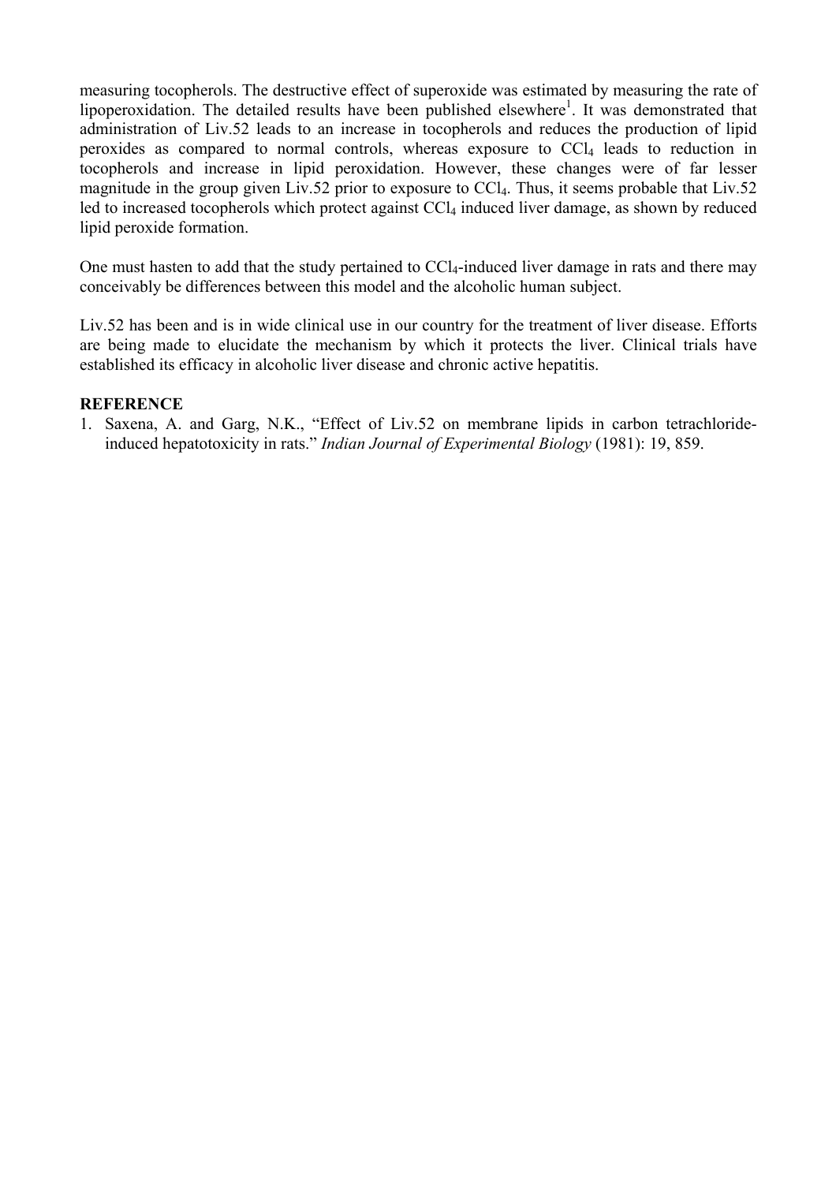measuring tocopherols. The destructive effect of superoxide was estimated by measuring the rate of lipoperoxidation. The detailed results have been published elsewhere[1]. It was demonstrated that administration of Liv.52 leads to an increase in tocopherols and reduces the production of lipid peroxides as compared to normal controls, whereas exposure to $CCl_4$ leads to reduction in tocopherols and increase in lipid peroxidation. However, these changes were of far lesser magnitude in the group given Liv.52 prior to exposure to $CCl_4$. Thus, it seems probable that Liv.52 led to increased tocopherols which protect against $CCl_4$ induced liver damage, as shown by reduced lipid peroxide formation.

One must hasten to add that the study pertained to $CCl_4$-induced liver damage in rats and there may conceivably be differences between this model and the alcoholic human subject.

Liv.52 has been and is in wide clinical use in our country for the treatment of liver disease. Efforts are being made to elucidate the mechanism by which it protects the liver. Clinical trials have established its efficacy in alcoholic liver disease and chronic active hepatitis.

**REFERENCE**

1. Saxena, A. and Garg, N.K., "Effect of Liv.52 on membrane lipids in carbon tetrachloride-induced hepatotoxicity in rats." *Indian Journal of Experimental Biology* (1981): 19, 859.